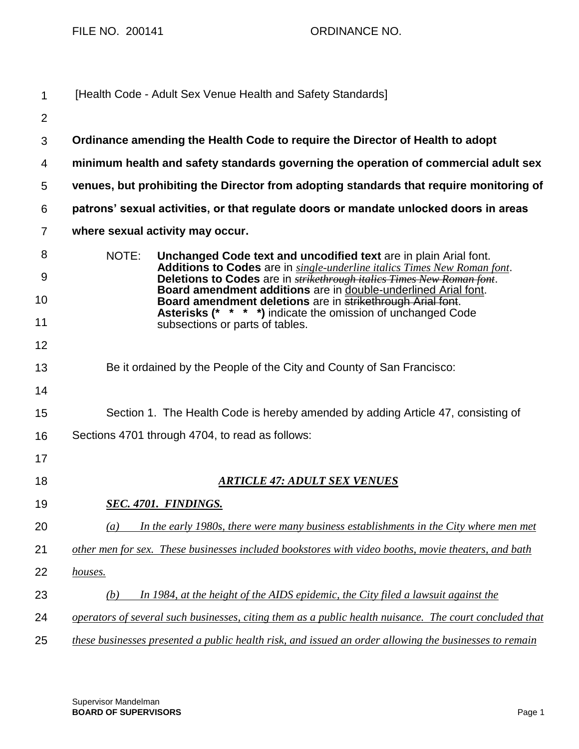FILE NO. 200141 ORDINANCE NO.

[Health Code - Adult Sex Venue Health and Safety Standards]

**Ordinance amending the Health Code to require the Director of Health to adopt minimum health and safety standards governing the operation of commercial adult sex venues, but prohibiting the Director from adopting standards that require monitoring of patrons' sexual activities, or that regulate doors or mandate unlocked doors in areas where sexual activity may occur.**

NOTE: **Unchanged Code text and uncodified text** are in plain Arial font.
**Additions to Codes** are in *single-underline italics Times New Roman font*.
**Deletions to Codes** are in ~~*strikethrough italics Times New Roman font*~~.
**Board amendment additions** are in double-underlined Arial font.
**Board amendment deletions** are in ~~strikethrough Arial font~~.
**Asterisks (* * * *)** indicate the omission of unchanged Code subsections or parts of tables.

Be it ordained by the People of the City and County of San Francisco:

Section 1. The Health Code is hereby amended by adding Article 47, consisting of Sections 4701 through 4704, to read as follows:

## *ARTICLE 47: ADULT SEX VENUES*

### *SEC. 4701. FINDINGS.*

*(a) In the early 1980s, there were many business establishments in the City where men met other men for sex. These businesses included bookstores with video booths, movie theaters, and bath houses.*

*(b) In 1984, at the height of the AIDS epidemic, the City filed a lawsuit against the operators of several such businesses, citing them as a public health nuisance. The court concluded that these businesses presented a public health risk, and issued an order allowing the businesses to remain*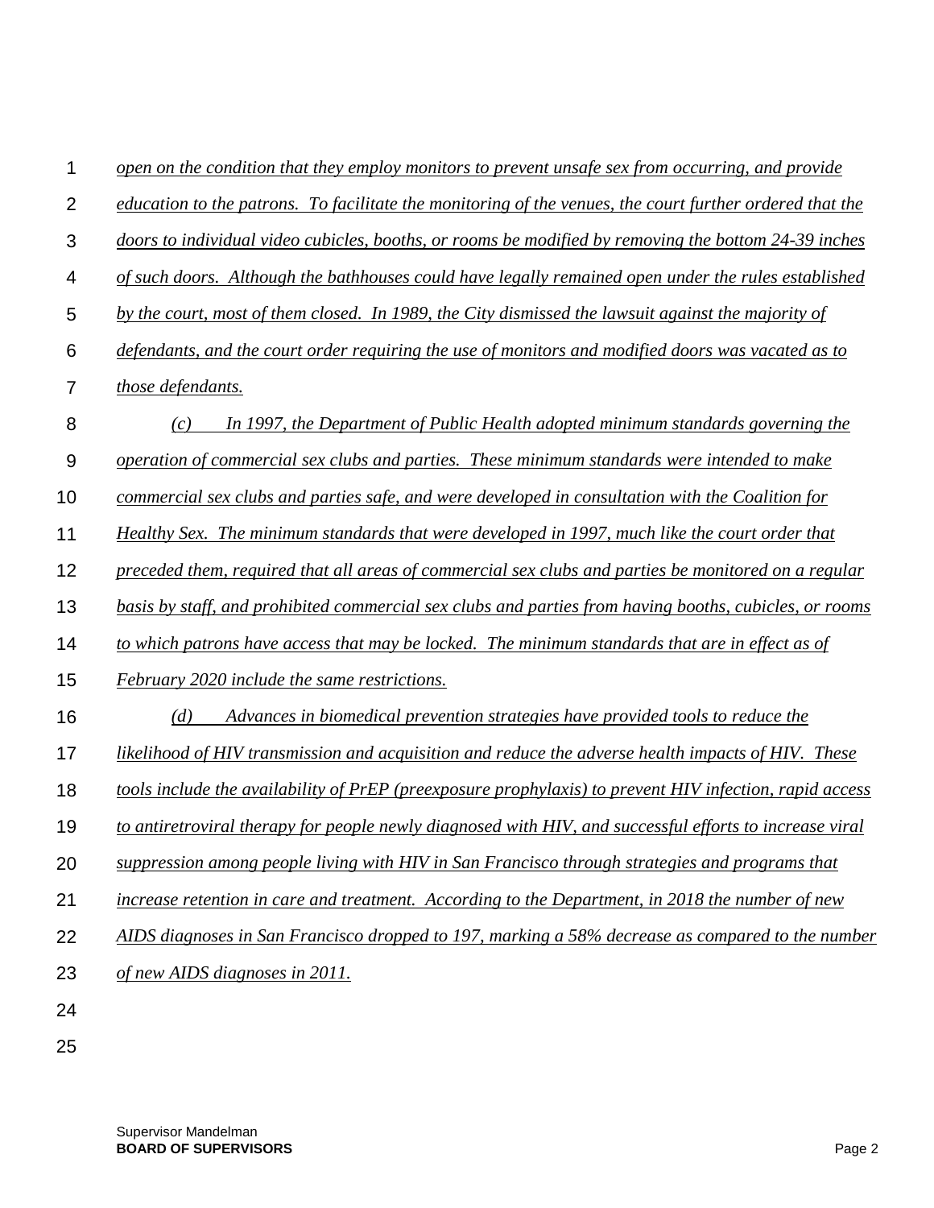*open on the condition that they employ monitors to prevent unsafe sex from occurring, and provide education to the patrons. To facilitate the monitoring of the venues, the court further ordered that the doors to individual video cubicles, booths, or rooms be modified by removing the bottom 24-39 inches of such doors. Although the bathhouses could have legally remained open under the rules established by the court, most of them closed. In 1989, the City dismissed the lawsuit against the majority of defendants, and the court order requiring the use of monitors and modified doors was vacated as to those defendants.*

*(c) In 1997, the Department of Public Health adopted minimum standards governing the operation of commercial sex clubs and parties. These minimum standards were intended to make commercial sex clubs and parties safe, and were developed in consultation with the Coalition for Healthy Sex. The minimum standards that were developed in 1997, much like the court order that preceded them, required that all areas of commercial sex clubs and parties be monitored on a regular basis by staff, and prohibited commercial sex clubs and parties from having booths, cubicles, or rooms to which patrons have access that may be locked. The minimum standards that are in effect as of February 2020 include the same restrictions.*

*(d) Advances in biomedical prevention strategies have provided tools to reduce the likelihood of HIV transmission and acquisition and reduce the adverse health impacts of HIV. These tools include the availability of PrEP (preexposure prophylaxis) to prevent HIV infection, rapid access to antiretroviral therapy for people newly diagnosed with HIV, and successful efforts to increase viral suppression among people living with HIV in San Francisco through strategies and programs that increase retention in care and treatment. According to the Department, in 2018 the number of new AIDS diagnoses in San Francisco dropped to 197, marking a 58% decrease as compared to the number of new AIDS diagnoses in 2011.*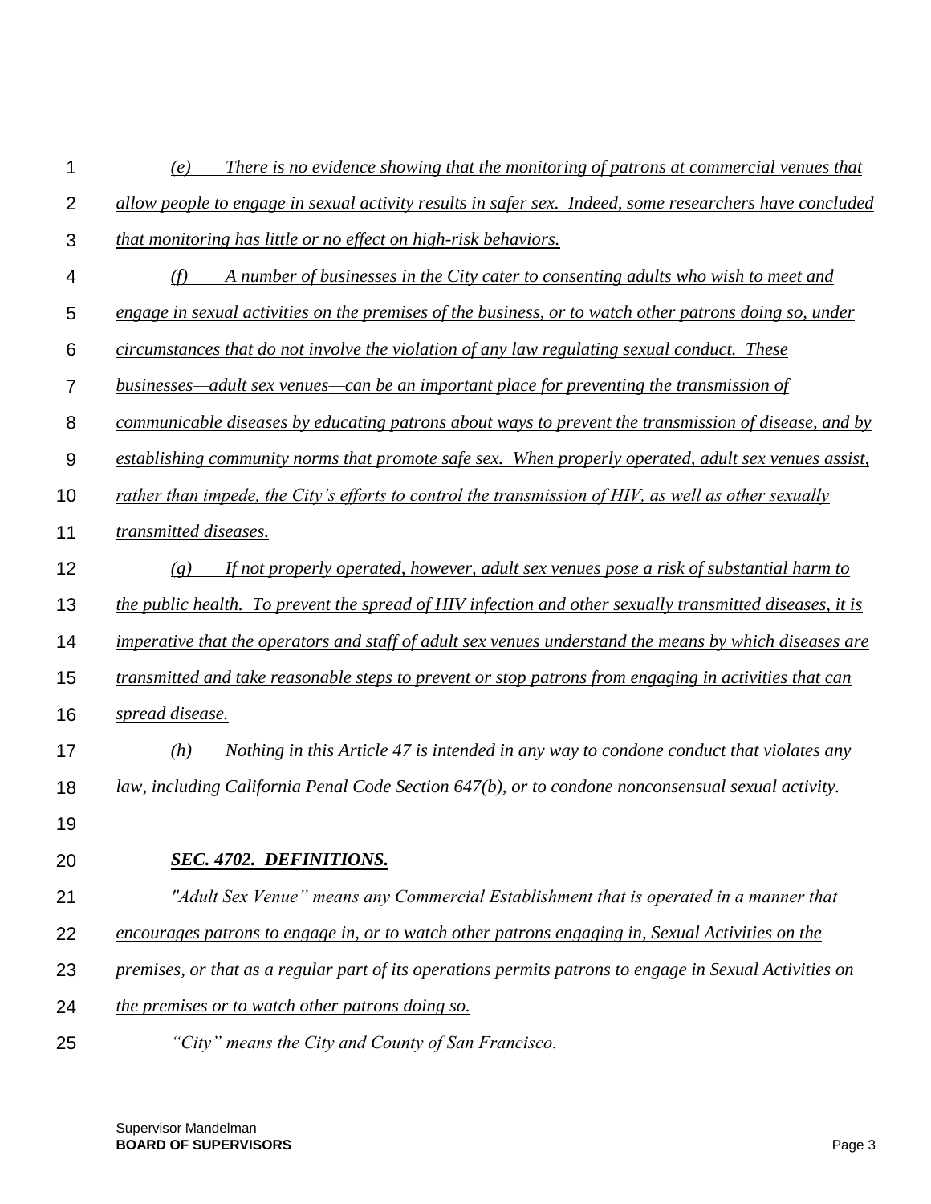*(e) There is no evidence showing that the monitoring of patrons at commercial venues that allow people to engage in sexual activity results in safer sex. Indeed, some researchers have concluded that monitoring has little or no effect on high-risk behaviors.*

*(f) A number of businesses in the City cater to consenting adults who wish to meet and engage in sexual activities on the premises of the business, or to watch other patrons doing so, under circumstances that do not involve the violation of any law regulating sexual conduct. These businesses—adult sex venues—can be an important place for preventing the transmission of communicable diseases by educating patrons about ways to prevent the transmission of disease, and by establishing community norms that promote safe sex. When properly operated, adult sex venues assist, rather than impede, the City's efforts to control the transmission of HIV, as well as other sexually transmitted diseases.*

*(g) If not properly operated, however, adult sex venues pose a risk of substantial harm to the public health. To prevent the spread of HIV infection and other sexually transmitted diseases, it is imperative that the operators and staff of adult sex venues understand the means by which diseases are transmitted and take reasonable steps to prevent or stop patrons from engaging in activities that can spread disease.*

*(h) Nothing in this Article 47 is intended in any way to condone conduct that violates any law, including California Penal Code Section 647(b), or to condone nonconsensual sexual activity.*

### ***SEC. 4702. DEFINITIONS.***

*"Adult Sex Venue" means any Commercial Establishment that is operated in a manner that encourages patrons to engage in, or to watch other patrons engaging in, Sexual Activities on the premises, or that as a regular part of its operations permits patrons to engage in Sexual Activities on the premises or to watch other patrons doing so.*

*"City" means the City and County of San Francisco.*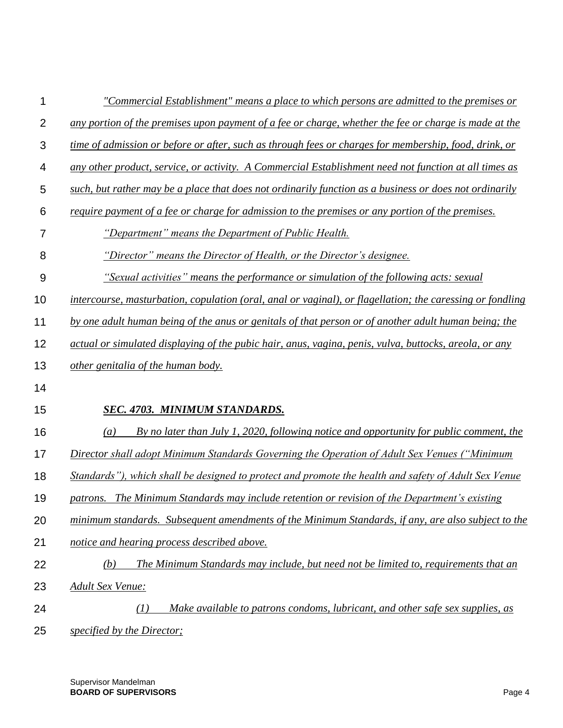*"Commercial Establishment" means a place to which persons are admitted to the premises or any portion of the premises upon payment of a fee or charge, whether the fee or charge is made at the time of admission or before or after, such as through fees or charges for membership, food, drink, or any other product, service, or activity. A Commercial Establishment need not function at all times as such, but rather may be a place that does not ordinarily function as a business or does not ordinarily require payment of a fee or charge for admission to the premises or any portion of the premises.*

*"Department" means the Department of Public Health.*

*"Director" means the Director of Health, or the Director's designee.*

*"Sexual activities" means the performance or simulation of the following acts: sexual intercourse, masturbation, copulation (oral, anal or vaginal), or flagellation; the caressing or fondling by one adult human being of the anus or genitals of that person or of another adult human being; the actual or simulated displaying of the pubic hair, anus, vagina, penis, vulva, buttocks, areola, or any other genitalia of the human body.*

***SEC. 4703. MINIMUM STANDARDS.***

*(a) By no later than July 1, 2020, following notice and opportunity for public comment, the Director shall adopt Minimum Standards Governing the Operation of Adult Sex Venues ("Minimum Standards"), which shall be designed to protect and promote the health and safety of Adult Sex Venue patrons. The Minimum Standards may include retention or revision of the Department's existing minimum standards. Subsequent amendments of the Minimum Standards, if any, are also subject to the notice and hearing process described above.*

*(b) The Minimum Standards may include, but need not be limited to, requirements that an Adult Sex Venue:*

*(1) Make available to patrons condoms, lubricant, and other safe sex supplies, as specified by the Director;*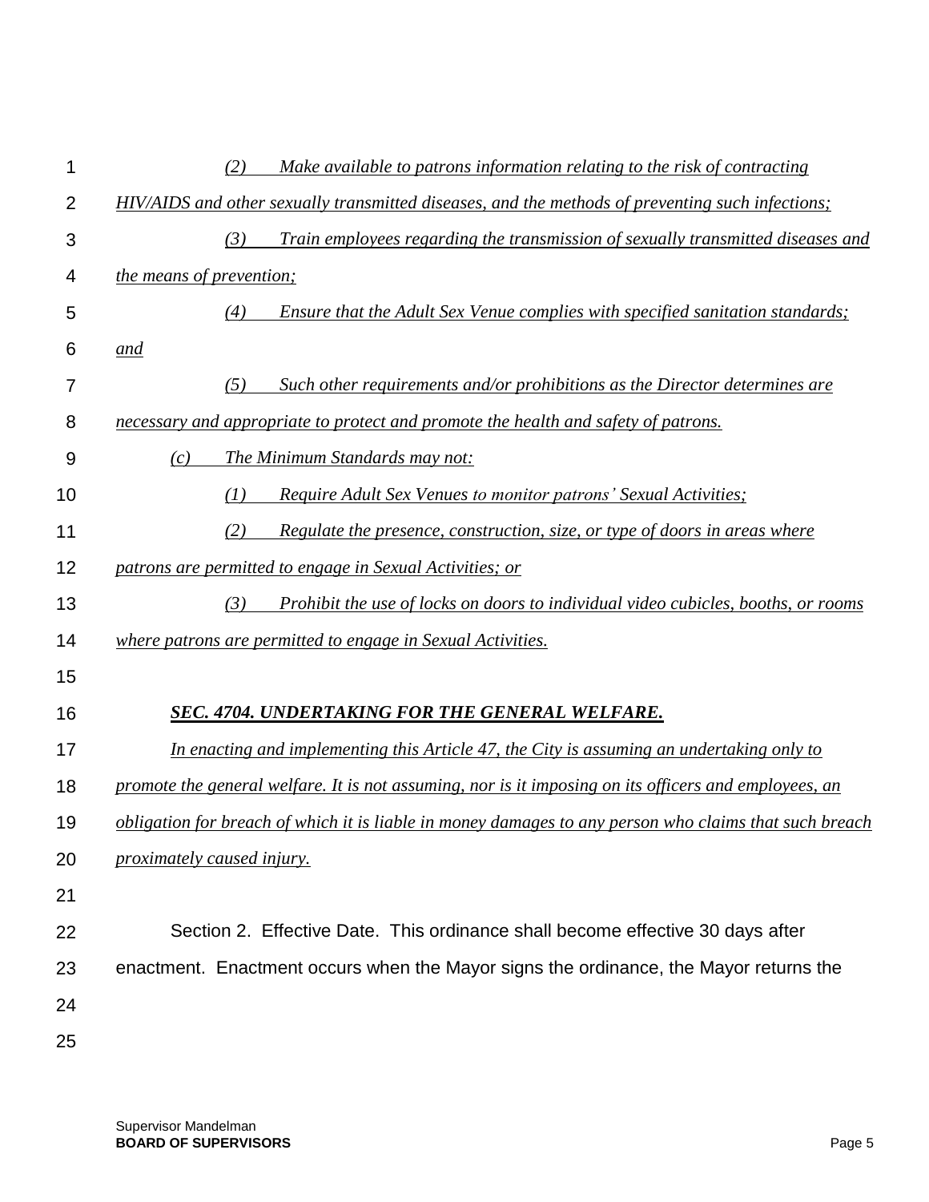*(2) Make available to patrons information relating to the risk of contracting HIV/AIDS and other sexually transmitted diseases, and the methods of preventing such infections;*

*(3) Train employees regarding the transmission of sexually transmitted diseases and the means of prevention;*

*(4) Ensure that the Adult Sex Venue complies with specified sanitation standards; and*

*(5) Such other requirements and/or prohibitions as the Director determines are necessary and appropriate to protect and promote the health and safety of patrons.*

*(c) The Minimum Standards may not:*

*(1) Require Adult Sex Venues to monitor patrons' Sexual Activities;*

*(2) Regulate the presence, construction, size, or type of doors in areas where patrons are permitted to engage in Sexual Activities; or*

*(3) Prohibit the use of locks on doors to individual video cubicles, booths, or rooms where patrons are permitted to engage in Sexual Activities.*

***SEC. 4704. UNDERTAKING FOR THE GENERAL WELFARE.***

*In enacting and implementing this Article 47, the City is assuming an undertaking only to promote the general welfare. It is not assuming, nor is it imposing on its officers and employees, an obligation for breach of which it is liable in money damages to any person who claims that such breach proximately caused injury.*

Section 2. Effective Date. This ordinance shall become effective 30 days after enactment. Enactment occurs when the Mayor signs the ordinance, the Mayor returns the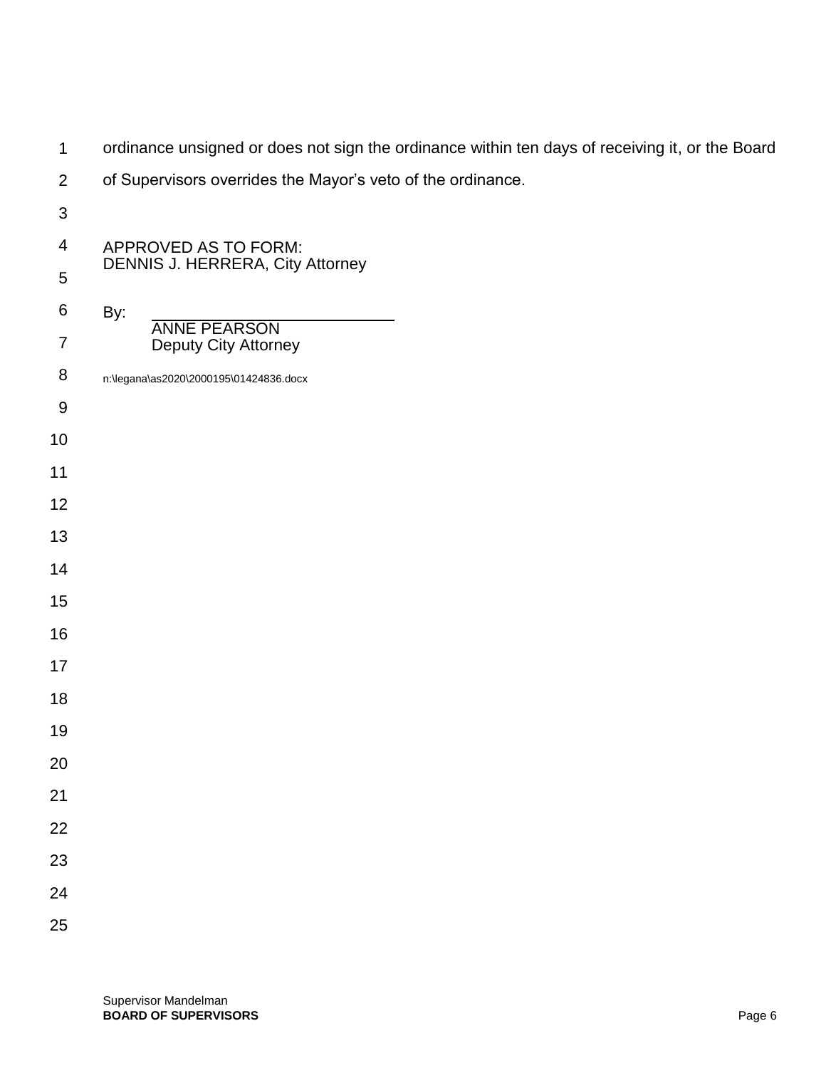ordinance unsigned or does not sign the ordinance within ten days of receiving it, or the Board of Supervisors overrides the Mayor's veto of the ordinance.

APPROVED AS TO FORM:
DENNIS J. HERRERA, City Attorney

By: ____________________________
ANNE PEARSON
Deputy City Attorney

n:\legana\as2020\2000195\01424836.docx